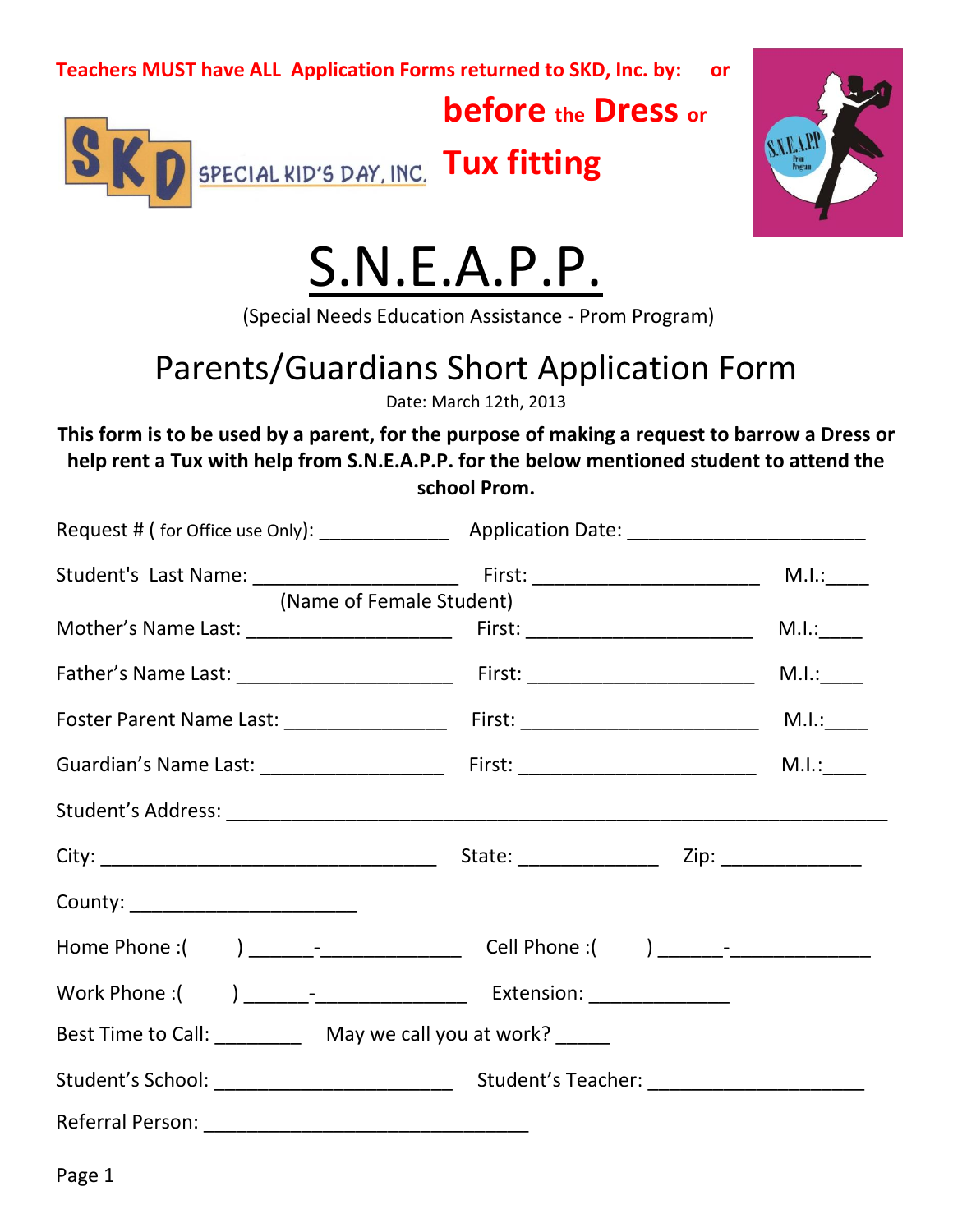**Teachers MUST have ALL Application Forms returned to SKD, Inc. by: or**

**before the Dress or Tux fitting**

SPECIAL KID'S DAY, INC.

# S.N.E.A.P.P.

(Special Needs Education Assistance - Prom Program)

## Parents/Guardians Short Application Form

Date: March 12th, 2013

**This form is to be used by a parent, for the purpose of making a request to barrow a Dress or help rent a Tux with help from S.N.E.A.P.P. for the below mentioned student to attend the school Prom.**

Request # ( for Office use Only): ____________ Application Date: ______________________

Student's Last Name: ___________________ First: _____________________ M.I.:____
(Name of Female Student)

Mother's Name Last: ___________________ First: _____________________ M.I.:____

Father's Name Last: ____________________ First: _____________________ M.I.:____

Foster Parent Name Last: _______________ First: ______________________ M.I.:____

Guardian's Name Last: _________________ First: ______________________ M.I.:____

Student's Address: _____________________________________________________________

City: ________________________________ State: _____________ Zip: _____________

County: _____________________

Home Phone :( ) ______-_____________ Cell Phone :( ) ______-_____________

Work Phone :( ) ______-______________ Extension: _____________

Best Time to Call: ________ May we call you at work? _____

Student's School: ______________________ Student's Teacher: ____________________

Referral Person: ______________________________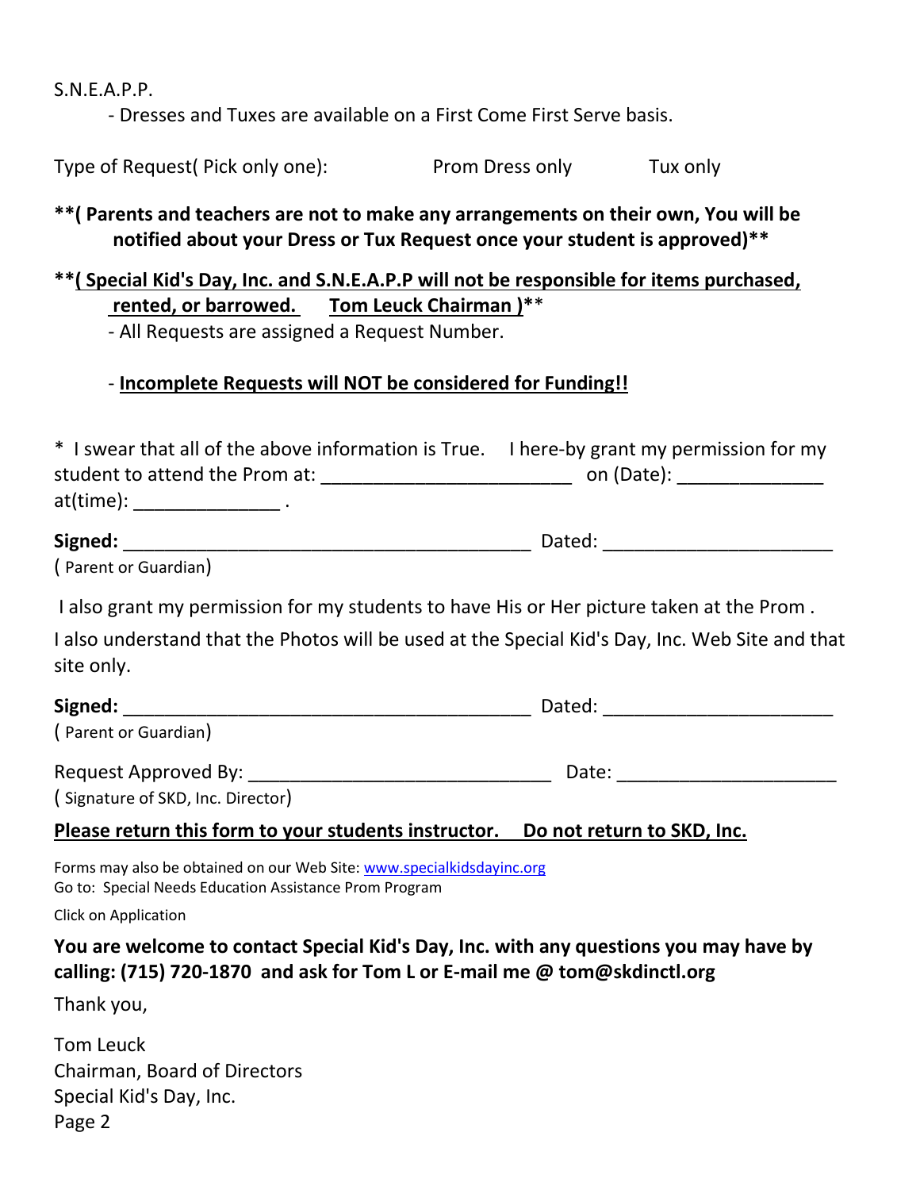S.N.E.A.P.P.

- Dresses and Tuxes are available on a First Come First Serve basis.

Type of Request( Pick only one): Prom Dress only Tux only

**( Parents and teachers are not to make any arrangements on their own, You will be notified about your Dress or Tux Request once your student is approved)**

**( Special Kid's Day, Inc. and S.N.E.A.P.P will not be responsible for items purchased, rented, or barrowed. Tom Leuck Chairman )**

- All Requests are assigned a Request Number.

- **Incomplete Requests will NOT be considered for Funding!!**

* I swear that all of the above information is True. I here-by grant my permission for my student to attend the Prom at: ________________________ on (Date): ______________ at(time): ______________ .

**Signed:** ________________________________________ Dated: ______________________
( Parent or Guardian)

I also grant my permission for my students to have His or Her picture taken at the Prom .

I also understand that the Photos will be used at the Special Kid's Day, Inc. Web Site and that site only.

**Signed:** ________________________________________ Dated: ______________________
( Parent or Guardian)

Request Approved By: _____________________________ Date: _____________________
( Signature of SKD, Inc. Director)

**Please return this form to your students instructor. Do not return to SKD, Inc.**

Forms may also be obtained on our Web Site: [www.specialkidsdayinc.org](http://www.specialkidsdayinc.org)
Go to: Special Needs Education Assistance Prom Program

Click on Application

**You are welcome to contact Special Kid's Day, Inc. with any questions you may have by calling: (715) 720-1870 and ask for Tom L or E-mail me @ tom@skdinctl.org**

Thank you,

Tom Leuck
Chairman, Board of Directors
Special Kid's Day, Inc.